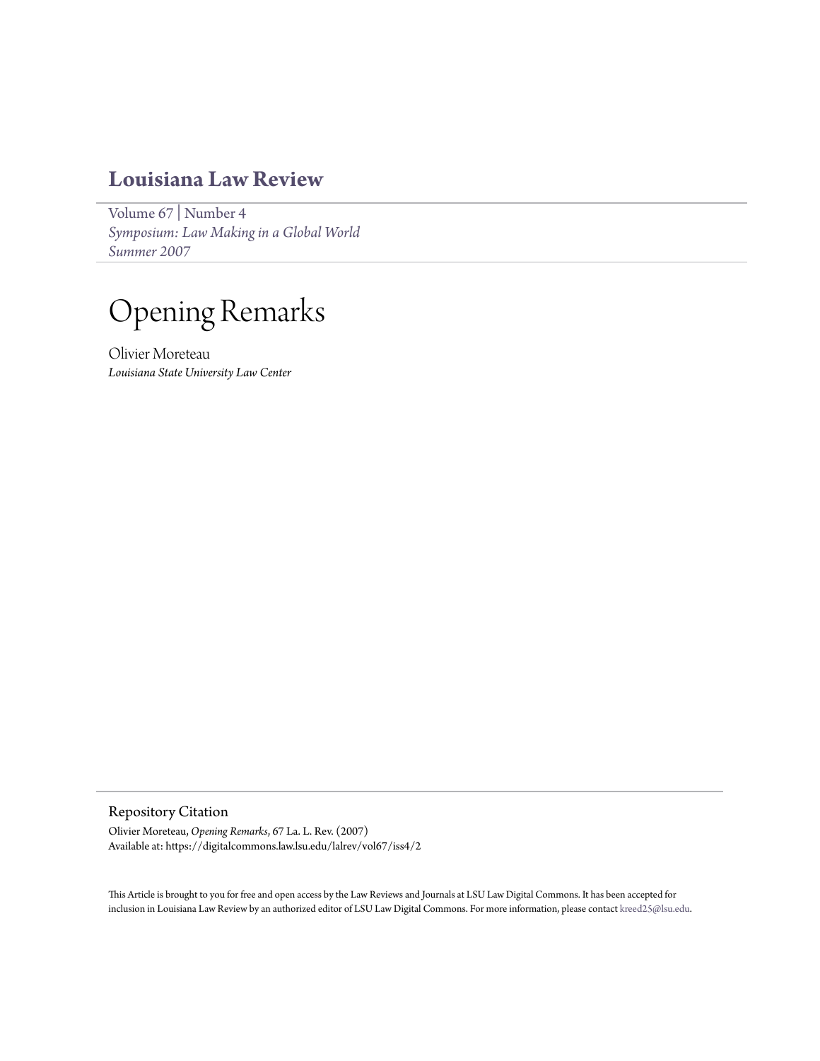# Louisiana Law Review

Volume 67 | Number 4
*Symposium: Law Making in a Global World*
*Summer 2007*

# Opening Remarks

Olivier Moreteau
*Louisiana State University Law Center*

## Repository Citation

Olivier Moreteau, *Opening Remarks*, 67 La. L. Rev. (2007)
Available at: https://digitalcommons.law.lsu.edu/lalrev/vol67/iss4/2

This Article is brought to you for free and open access by the Law Reviews and Journals at LSU Law Digital Commons. It has been accepted for inclusion in Louisiana Law Review by an authorized editor of LSU Law Digital Commons. For more information, please contact kreed25@lsu.edu.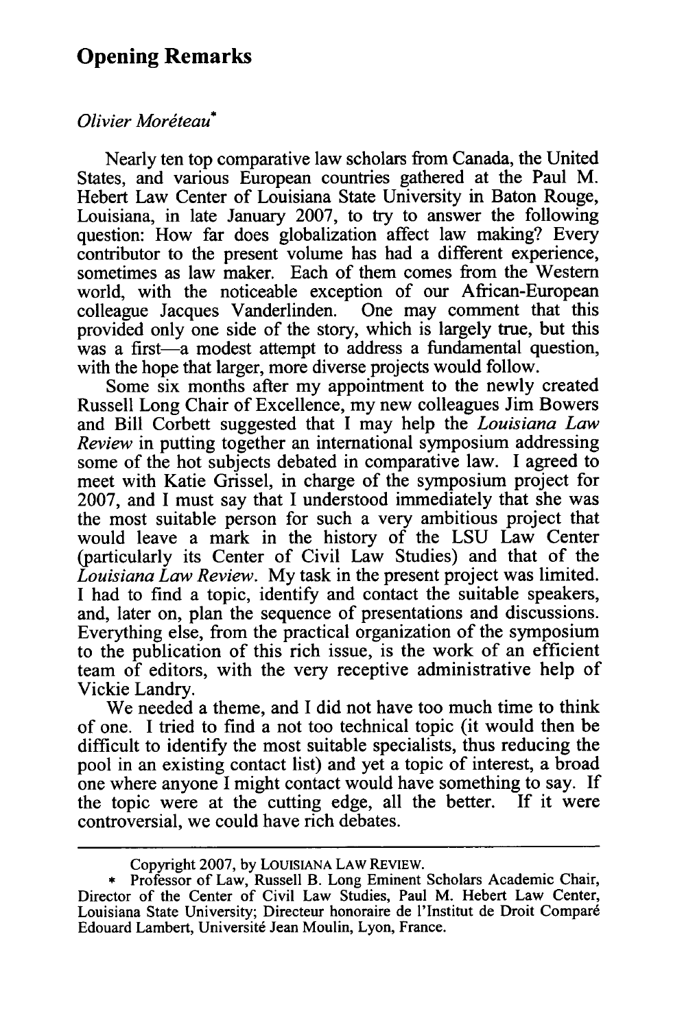# Opening Remarks

*Olivier Moréteau*[*]

Nearly ten top comparative law scholars from Canada, the United States, and various European countries gathered at the Paul M. Hebert Law Center of Louisiana State University in Baton Rouge, Louisiana, in late January 2007, to try to answer the following question: How far does globalization affect law making? Every contributor to the present volume has had a different experience, sometimes as law maker. Each of them comes from the Western world, with the noticeable exception of our African-European colleague Jacques Vanderlinden. One may comment that this provided only one side of the story, which is largely true, but this was a first—a modest attempt to address a fundamental question, with the hope that larger, more diverse projects would follow.

Some six months after my appointment to the newly created Russell Long Chair of Excellence, my new colleagues Jim Bowers and Bill Corbett suggested that I may help the *Louisiana Law Review* in putting together an international symposium addressing some of the hot subjects debated in comparative law. I agreed to meet with Katie Grissel, in charge of the symposium project for 2007, and I must say that I understood immediately that she was the most suitable person for such a very ambitious project that would leave a mark in the history of the LSU Law Center (particularly its Center of Civil Law Studies) and that of the *Louisiana Law Review*. My task in the present project was limited. I had to find a topic, identify and contact the suitable speakers, and, later on, plan the sequence of presentations and discussions. Everything else, from the practical organization of the symposium to the publication of this rich issue, is the work of an efficient team of editors, with the very receptive administrative help of Vickie Landry.

We needed a theme, and I did not have too much time to think of one. I tried to find a not too technical topic (it would then be difficult to identify the most suitable specialists, thus reducing the pool in an existing contact list) and yet a topic of interest, a broad one where anyone I might contact would have something to say. If the topic were at the cutting edge, all the better. If it were controversial, we could have rich debates.

---

Copyright 2007, by LOUISIANA LAW REVIEW.

[*] Professor of Law, Russell B. Long Eminent Scholars Academic Chair, Director of the Center of Civil Law Studies, Paul M. Hebert Law Center, Louisiana State University; Directeur honoraire de l'Institut de Droit Comparé Edouard Lambert, Université Jean Moulin, Lyon, France.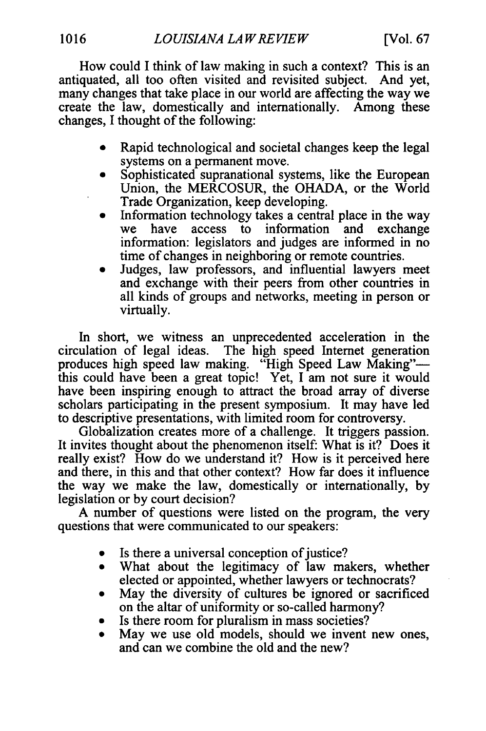How could I think of law making in such a context? This is an antiquated, all too often visited and revisited subject. And yet, many changes that take place in our world are affecting the way we create the law, domestically and internationally. Among these changes, I thought of the following:

- Rapid technological and societal changes keep the legal systems on a permanent move.
- Sophisticated supranational systems, like the European Union, the MERCOSUR, the OHADA, or the World Trade Organization, keep developing.
- Information technology takes a central place in the way we have access to information and exchange information: legislators and judges are informed in no time of changes in neighboring or remote countries.
- Judges, law professors, and influential lawyers meet and exchange with their peers from other countries in all kinds of groups and networks, meeting in person or virtually.

In short, we witness an unprecedented acceleration in the circulation of legal ideas. The high speed Internet generation produces high speed law making. "High Speed Law Making"—this could have been a great topic! Yet, I am not sure it would have been inspiring enough to attract the broad array of diverse scholars participating in the present symposium. It may have led to descriptive presentations, with limited room for controversy.

Globalization creates more of a challenge. It triggers passion. It invites thought about the phenomenon itself: What is it? Does it really exist? How do we understand it? How is it perceived here and there, in this and that other context? How far does it influence the way we make the law, domestically or internationally, by legislation or by court decision?

A number of questions were listed on the program, the very questions that were communicated to our speakers:

- Is there a universal conception of justice?
- What about the legitimacy of law makers, whether elected or appointed, whether lawyers or technocrats?
- May the diversity of cultures be ignored or sacrificed on the altar of uniformity or so-called harmony?
- Is there room for pluralism in mass societies?
- May we use old models, should we invent new ones, and can we combine the old and the new?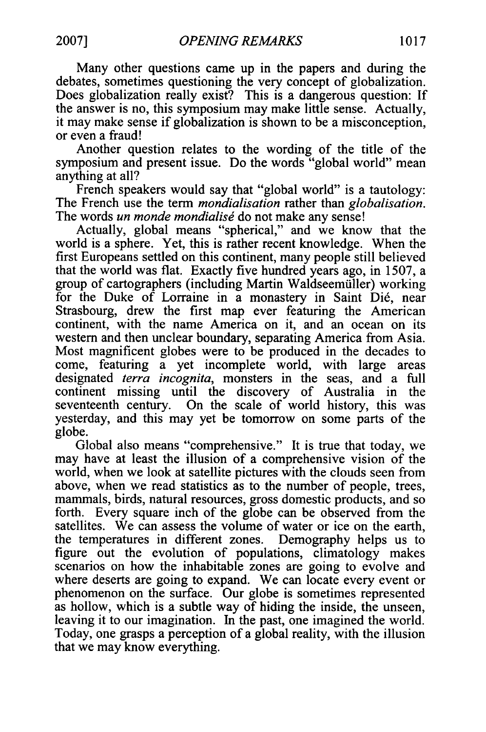Many other questions came up in the papers and during the debates, sometimes questioning the very concept of globalization. Does globalization really exist? This is a dangerous question: If the answer is no, this symposium may make little sense. Actually, it may make sense if globalization is shown to be a misconception, or even a fraud!

Another question relates to the wording of the title of the symposium and present issue. Do the words "global world" mean anything at all?

French speakers would say that "global world" is a tautology: The French use the term *mondialisation* rather than *globalisation*. The words *un monde mondialisé* do not make any sense!

Actually, global means "spherical," and we know that the world is a sphere. Yet, this is rather recent knowledge. When the first Europeans settled on this continent, many people still believed that the world was flat. Exactly five hundred years ago, in 1507, a group of cartographers (including Martin Waldseemüller) working for the Duke of Lorraine in a monastery in Saint Dié, near Strasbourg, drew the first map ever featuring the American continent, with the name America on it, and an ocean on its western and then unclear boundary, separating America from Asia. Most magnificent globes were to be produced in the decades to come, featuring a yet incomplete world, with large areas designated *terra incognita*, monsters in the seas, and a full continent missing until the discovery of Australia in the seventeenth century. On the scale of world history, this was yesterday, and this may yet be tomorrow on some parts of the globe.

Global also means "comprehensive." It is true that today, we may have at least the illusion of a comprehensive vision of the world, when we look at satellite pictures with the clouds seen from above, when we read statistics as to the number of people, trees, mammals, birds, natural resources, gross domestic products, and so forth. Every square inch of the globe can be observed from the satellites. We can assess the volume of water or ice on the earth, the temperatures in different zones. Demography helps us to figure out the evolution of populations, climatology makes scenarios on how the inhabitable zones are going to evolve and where deserts are going to expand. We can locate every event or phenomenon on the surface. Our globe is sometimes represented as hollow, which is a subtle way of hiding the inside, the unseen, leaving it to our imagination. In the past, one imagined the world. Today, one grasps a perception of a global reality, with the illusion that we may know everything.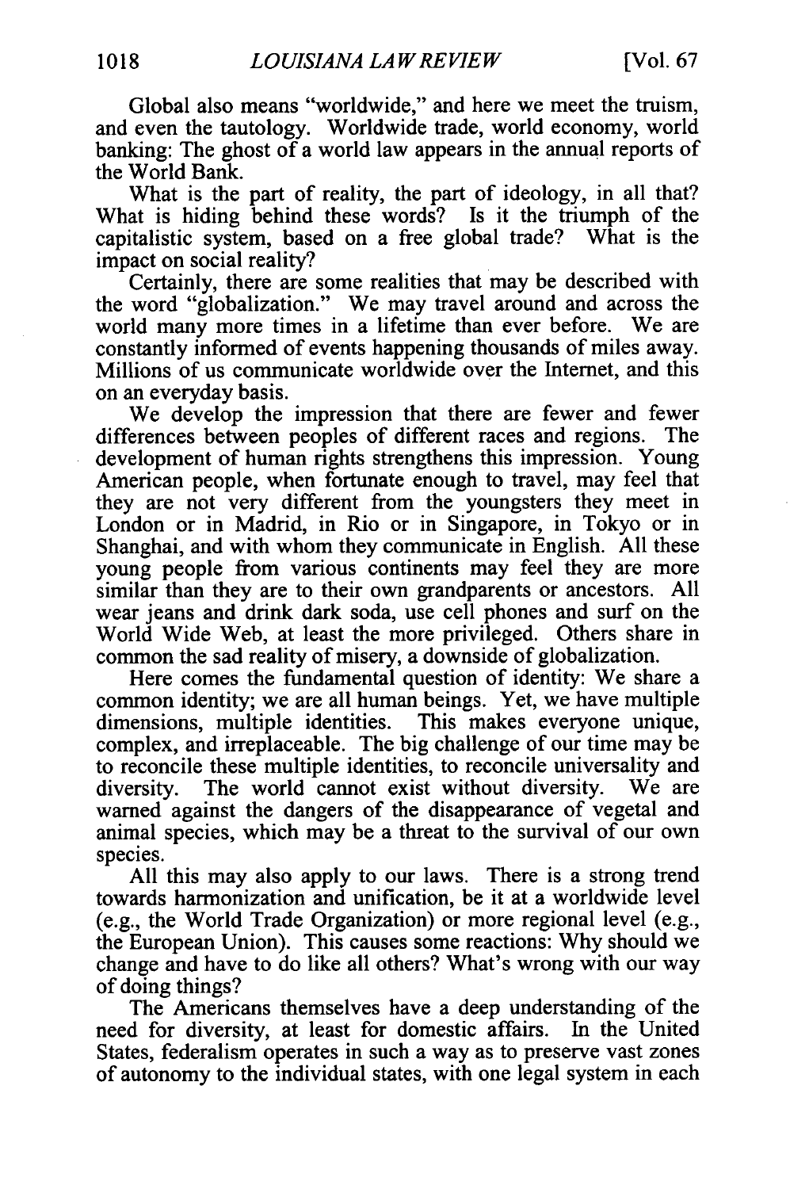Global also means "worldwide," and here we meet the truism, and even the tautology. Worldwide trade, world economy, world banking: The ghost of a world law appears in the annual reports of the World Bank.

What is the part of reality, the part of ideology, in all that? What is hiding behind these words? Is it the triumph of the capitalistic system, based on a free global trade? What is the impact on social reality?

Certainly, there are some realities that may be described with the word "globalization." We may travel around and across the world many more times in a lifetime than ever before. We are constantly informed of events happening thousands of miles away. Millions of us communicate worldwide over the Internet, and this on an everyday basis.

We develop the impression that there are fewer and fewer differences between peoples of different races and regions. The development of human rights strengthens this impression. Young American people, when fortunate enough to travel, may feel that they are not very different from the youngsters they meet in London or in Madrid, in Rio or in Singapore, in Tokyo or in Shanghai, and with whom they communicate in English. All these young people from various continents may feel they are more similar than they are to their own grandparents or ancestors. All wear jeans and drink dark soda, use cell phones and surf on the World Wide Web, at least the more privileged. Others share in common the sad reality of misery, a downside of globalization.

Here comes the fundamental question of identity: We share a common identity; we are all human beings. Yet, we have multiple dimensions, multiple identities. This makes everyone unique, complex, and irreplaceable. The big challenge of our time may be to reconcile these multiple identities, to reconcile universality and diversity. The world cannot exist without diversity. We are warned against the dangers of the disappearance of vegetal and animal species, which may be a threat to the survival of our own species.

All this may also apply to our laws. There is a strong trend towards harmonization and unification, be it at a worldwide level (e.g., the World Trade Organization) or more regional level (e.g., the European Union). This causes some reactions: Why should we change and have to do like all others? What's wrong with our way of doing things?

The Americans themselves have a deep understanding of the need for diversity, at least for domestic affairs. In the United States, federalism operates in such a way as to preserve vast zones of autonomy to the individual states, with one legal system in each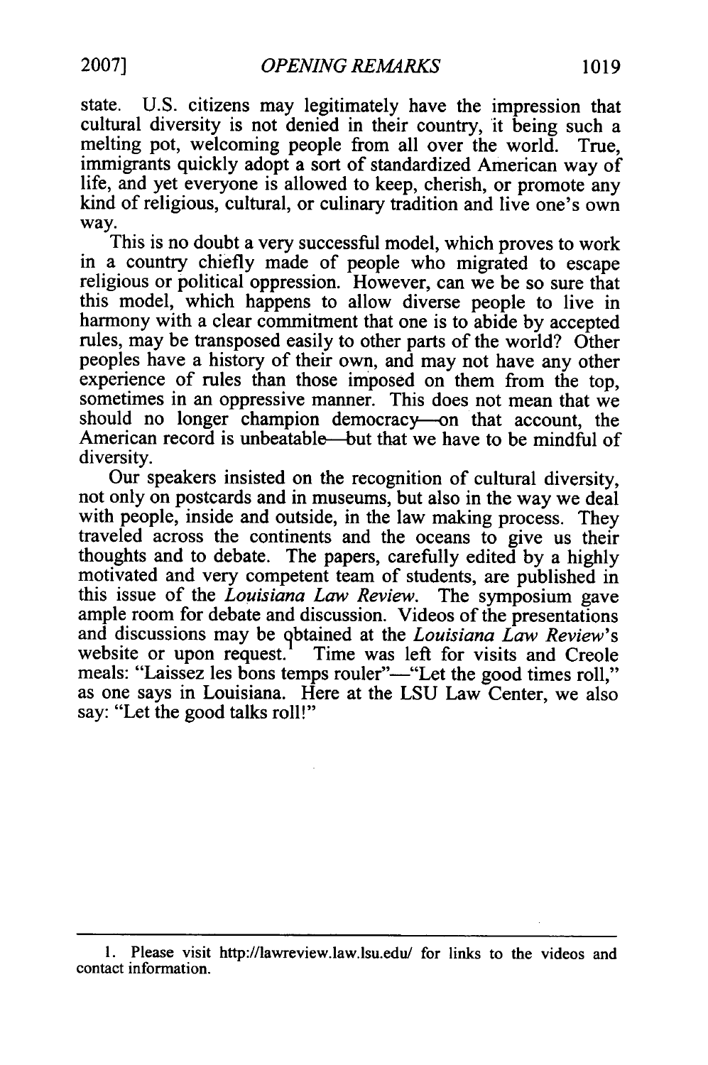state. U.S. citizens may legitimately have the impression that cultural diversity is not denied in their country, it being such a melting pot, welcoming people from all over the world. True, immigrants quickly adopt a sort of standardized American way of life, and yet everyone is allowed to keep, cherish, or promote any kind of religious, cultural, or culinary tradition and live one's own way.

This is no doubt a very successful model, which proves to work in a country chiefly made of people who migrated to escape religious or political oppression. However, can we be so sure that this model, which happens to allow diverse people to live in harmony with a clear commitment that one is to abide by accepted rules, may be transposed easily to other parts of the world? Other peoples have a history of their own, and may not have any other experience of rules than those imposed on them from the top, sometimes in an oppressive manner. This does not mean that we should no longer champion democracy—on that account, the American record is unbeatable—but that we have to be mindful of diversity.

Our speakers insisted on the recognition of cultural diversity, not only on postcards and in museums, but also in the way we deal with people, inside and outside, in the law making process. They traveled across the continents and the oceans to give us their thoughts and to debate. The papers, carefully edited by a highly motivated and very competent team of students, are published in this issue of the *Louisiana Law Review*. The symposium gave ample room for debate and discussion. Videos of the presentations and discussions may be obtained at the *Louisiana Law Review*'s website or upon request.[1] Time was left for visits and Creole meals: "Laissez les bons temps rouler"—"Let the good times roll," as one says in Louisiana. Here at the LSU Law Center, we also say: "Let the good talks roll!"

---

1. Please visit http://lawreview.law.lsu.edu/ for links to the videos and contact information.